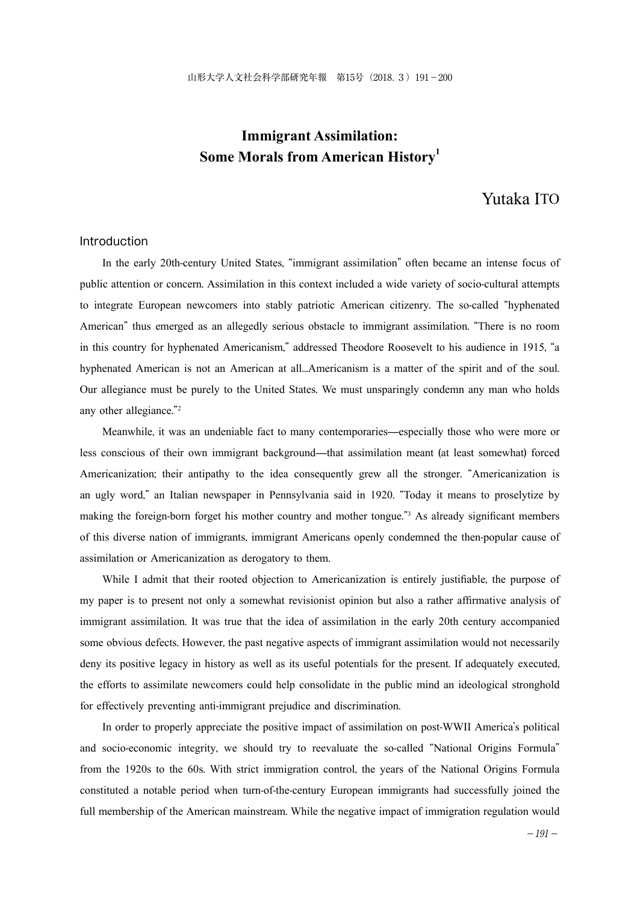# Immigrant Assimilation: Some Morals from American History[1]

Yutaka ITO

## Introduction

In the early 20th-century United States, "immigrant assimilation" often became an intense focus of public attention or concern. Assimilation in this context included a wide variety of socio-cultural attempts to integrate European newcomers into stably patriotic American citizenry. The so-called "hyphenated American" thus emerged as an allegedly serious obstacle to immigrant assimilation. "There is no room in this country for hyphenated Americanism," addressed Theodore Roosevelt to his audience in 1915, "a hyphenated American is not an American at all...Americanism is a matter of the spirit and of the soul. Our allegiance must be purely to the United States. We must unsparingly condemn any man who holds any other allegiance."[2]

Meanwhile, it was an undeniable fact to many contemporaries—especially those who were more or less conscious of their own immigrant background—that assimilation meant (at least somewhat) forced Americanization; their antipathy to the idea consequently grew all the stronger. "Americanization is an ugly word," an Italian newspaper in Pennsylvania said in 1920. "Today it means to proselytize by making the foreign-born forget his mother country and mother tongue."[3] As already significant members of this diverse nation of immigrants, immigrant Americans openly condemned the then-popular cause of assimilation or Americanization as derogatory to them.

While I admit that their rooted objection to Americanization is entirely justifiable, the purpose of my paper is to present not only a somewhat revisionist opinion but also a rather affirmative analysis of immigrant assimilation. It was true that the idea of assimilation in the early 20th century accompanied some obvious defects. However, the past negative aspects of immigrant assimilation would not necessarily deny its positive legacy in history as well as its useful potentials for the present. If adequately executed, the efforts to assimilate newcomers could help consolidate in the public mind an ideological stronghold for effectively preventing anti-immigrant prejudice and discrimination.

In order to properly appreciate the positive impact of assimilation on post-WWII America's political and socio-economic integrity, we should try to reevaluate the so-called "National Origins Formula" from the 1920s to the 60s. With strict immigration control, the years of the National Origins Formula constituted a notable period when turn-of-the-century European immigrants had successfully joined the full membership of the American mainstream. While the negative impact of immigration regulation would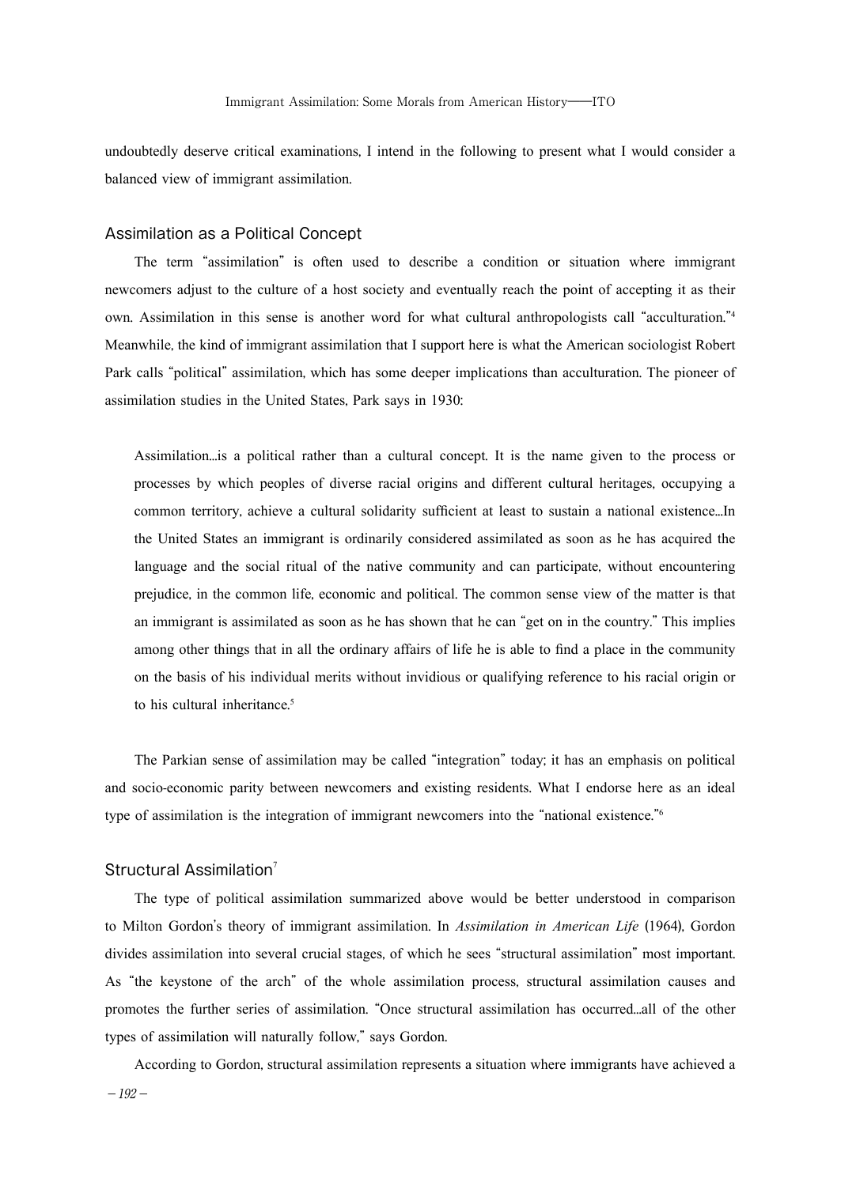undoubtedly deserve critical examinations, I intend in the following to present what I would consider a balanced view of immigrant assimilation.

## Assimilation as a Political Concept

The term "assimilation" is often used to describe a condition or situation where immigrant newcomers adjust to the culture of a host society and eventually reach the point of accepting it as their own. Assimilation in this sense is another word for what cultural anthropologists call "acculturation."[4] Meanwhile, the kind of immigrant assimilation that I support here is what the American sociologist Robert Park calls "political" assimilation, which has some deeper implications than acculturation. The pioneer of assimilation studies in the United States, Park says in 1930:

> Assimilation...is a political rather than a cultural concept. It is the name given to the process or processes by which peoples of diverse racial origins and different cultural heritages, occupying a common territory, achieve a cultural solidarity sufficient at least to sustain a national existence...In the United States an immigrant is ordinarily considered assimilated as soon as he has acquired the language and the social ritual of the native community and can participate, without encountering prejudice, in the common life, economic and political. The common sense view of the matter is that an immigrant is assimilated as soon as he has shown that he can "get on in the country." This implies among other things that in all the ordinary affairs of life he is able to find a place in the community on the basis of his individual merits without invidious or qualifying reference to his racial origin or to his cultural inheritance.[5]

The Parkian sense of assimilation may be called "integration" today; it has an emphasis on political and socio-economic parity between newcomers and existing residents. What I endorse here as an ideal type of assimilation is the integration of immigrant newcomers into the "national existence."[6]

## Structural Assimilation[7]

The type of political assimilation summarized above would be better understood in comparison to Milton Gordon's theory of immigrant assimilation. In *Assimilation in American Life* (1964), Gordon divides assimilation into several crucial stages, of which he sees "structural assimilation" most important. As "the keystone of the arch" of the whole assimilation process, structural assimilation causes and promotes the further series of assimilation. "Once structural assimilation has occurred...all of the other types of assimilation will naturally follow," says Gordon.

According to Gordon, structural assimilation represents a situation where immigrants have achieved a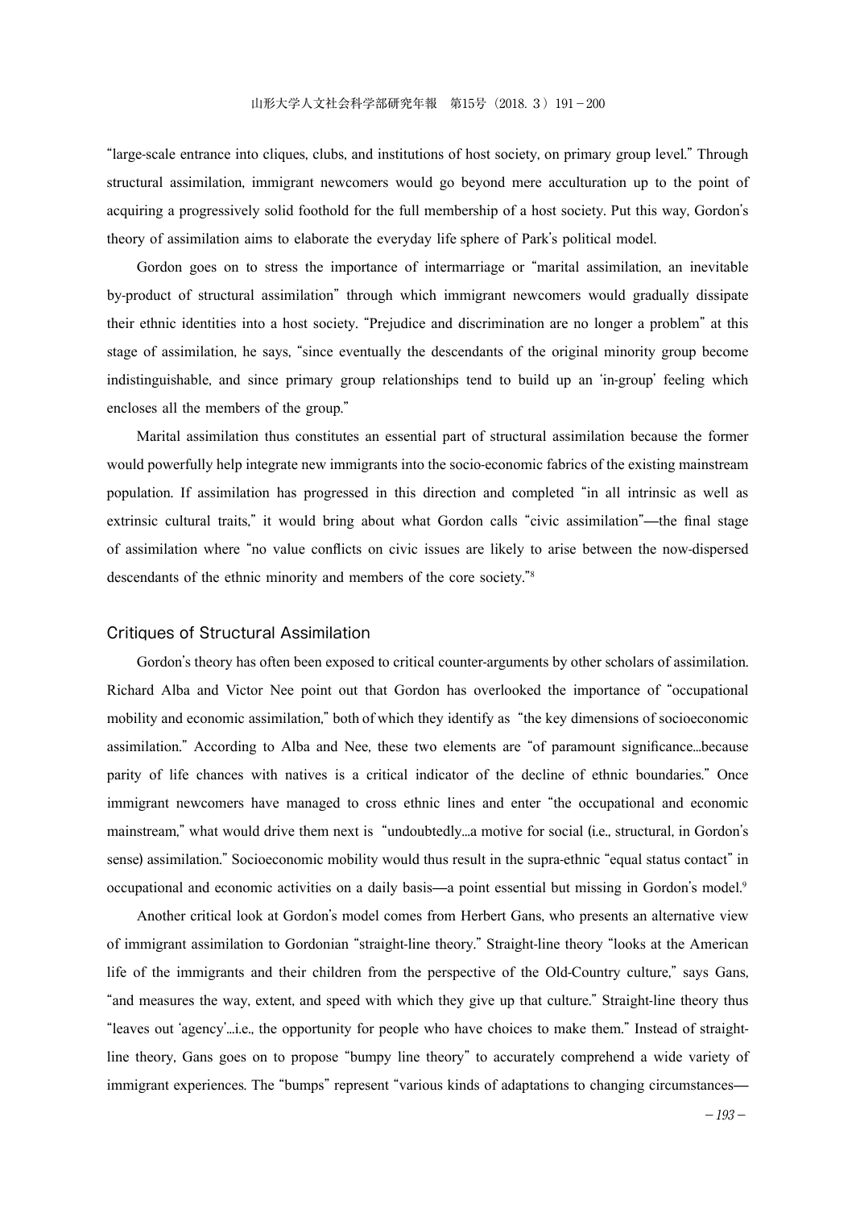"large-scale entrance into cliques, clubs, and institutions of host society, on primary group level." Through structural assimilation, immigrant newcomers would go beyond mere acculturation up to the point of acquiring a progressively solid foothold for the full membership of a host society. Put this way, Gordon's theory of assimilation aims to elaborate the everyday life sphere of Park's political model.

Gordon goes on to stress the importance of intermarriage or "marital assimilation, an inevitable by-product of structural assimilation" through which immigrant newcomers would gradually dissipate their ethnic identities into a host society. "Prejudice and discrimination are no longer a problem" at this stage of assimilation, he says, "since eventually the descendants of the original minority group become indistinguishable, and since primary group relationships tend to build up an 'in-group' feeling which encloses all the members of the group."

Marital assimilation thus constitutes an essential part of structural assimilation because the former would powerfully help integrate new immigrants into the socio-economic fabrics of the existing mainstream population. If assimilation has progressed in this direction and completed "in all intrinsic as well as extrinsic cultural traits," it would bring about what Gordon calls "civic assimilation"—the final stage of assimilation where "no value conflicts on civic issues are likely to arise between the now-dispersed descendants of the ethnic minority and members of the core society."[8]

## Critiques of Structural Assimilation

Gordon's theory has often been exposed to critical counter-arguments by other scholars of assimilation. Richard Alba and Victor Nee point out that Gordon has overlooked the importance of "occupational mobility and economic assimilation," both of which they identify as "the key dimensions of socioeconomic assimilation." According to Alba and Nee, these two elements are "of paramount significance...because parity of life chances with natives is a critical indicator of the decline of ethnic boundaries." Once immigrant newcomers have managed to cross ethnic lines and enter "the occupational and economic mainstream," what would drive them next is "undoubtedly...a motive for social (i.e., structural, in Gordon's sense) assimilation." Socioeconomic mobility would thus result in the supra-ethnic "equal status contact" in occupational and economic activities on a daily basis—a point essential but missing in Gordon's model.[9]

Another critical look at Gordon's model comes from Herbert Gans, who presents an alternative view of immigrant assimilation to Gordonian "straight-line theory." Straight-line theory "looks at the American life of the immigrants and their children from the perspective of the Old-Country culture," says Gans, "and measures the way, extent, and speed with which they give up that culture." Straight-line theory thus "leaves out 'agency'...i.e., the opportunity for people who have choices to make them." Instead of straight-line theory, Gans goes on to propose "bumpy line theory" to accurately comprehend a wide variety of immigrant experiences. The "bumps" represent "various kinds of adaptations to changing circumstances—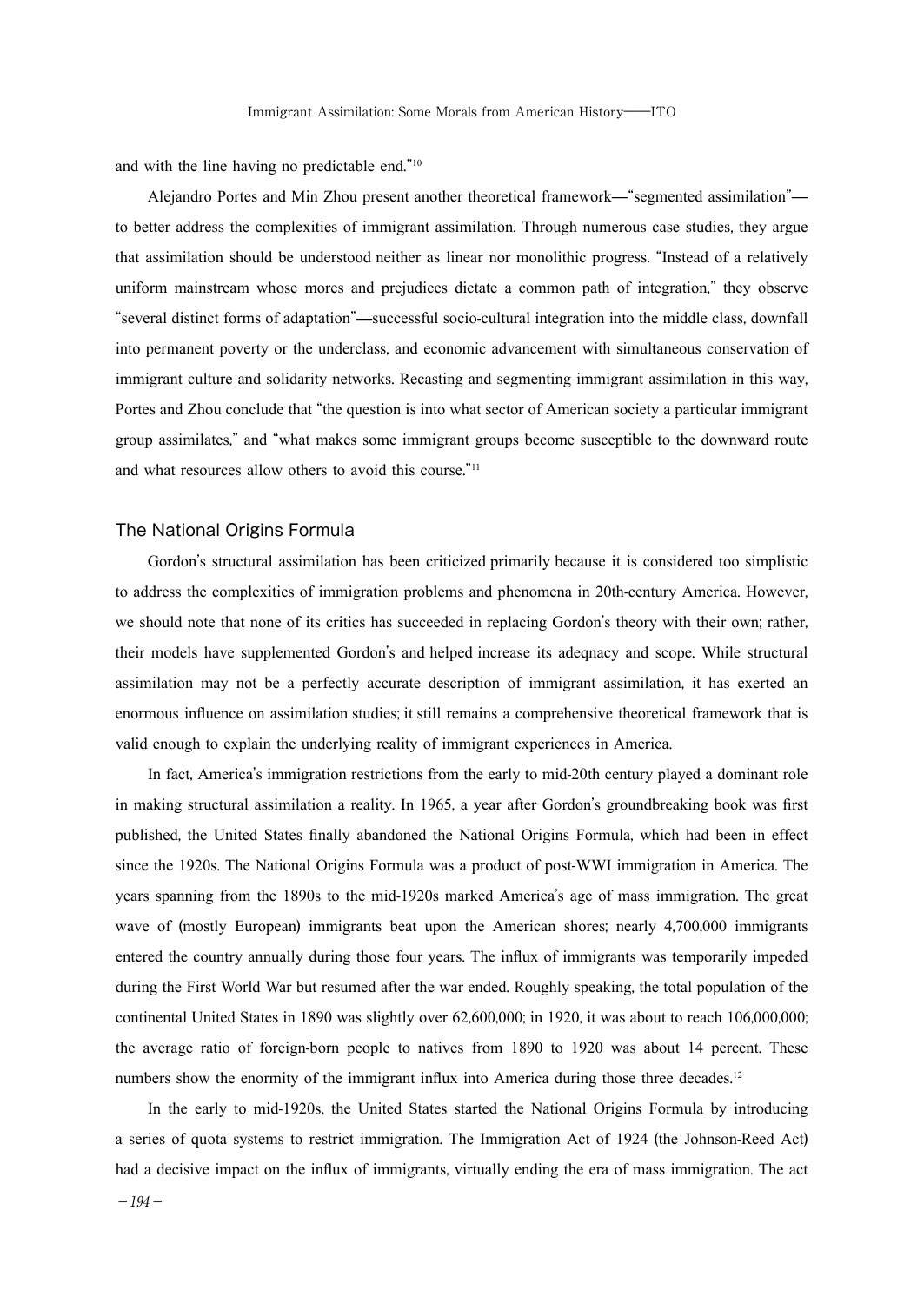and with the line having no predictable end."[10]

Alejandro Portes and Min Zhou present another theoretical framework—"segmented assimilation"—to better address the complexities of immigrant assimilation. Through numerous case studies, they argue that assimilation should be understood neither as linear nor monolithic progress. "Instead of a relatively uniform mainstream whose mores and prejudices dictate a common path of integration," they observe "several distinct forms of adaptation"—successful socio-cultural integration into the middle class, downfall into permanent poverty or the underclass, and economic advancement with simultaneous conservation of immigrant culture and solidarity networks. Recasting and segmenting immigrant assimilation in this way, Portes and Zhou conclude that "the question is into what sector of American society a particular immigrant group assimilates," and "what makes some immigrant groups become susceptible to the downward route and what resources allow others to avoid this course."[11]

## The National Origins Formula

Gordon's structural assimilation has been criticized primarily because it is considered too simplistic to address the complexities of immigration problems and phenomena in 20th-century America. However, we should note that none of its critics has succeeded in replacing Gordon's theory with their own; rather, their models have supplemented Gordon's and helped increase its adeqnacy and scope. While structural assimilation may not be a perfectly accurate description of immigrant assimilation, it has exerted an enormous influence on assimilation studies; it still remains a comprehensive theoretical framework that is valid enough to explain the underlying reality of immigrant experiences in America.

In fact, America's immigration restrictions from the early to mid-20th century played a dominant role in making structural assimilation a reality. In 1965, a year after Gordon's groundbreaking book was first published, the United States finally abandoned the National Origins Formula, which had been in effect since the 1920s. The National Origins Formula was a product of post-WWI immigration in America. The years spanning from the 1890s to the mid-1920s marked America's age of mass immigration. The great wave of (mostly European) immigrants beat upon the American shores; nearly 4,700,000 immigrants entered the country annually during those four years. The influx of immigrants was temporarily impeded during the First World War but resumed after the war ended. Roughly speaking, the total population of the continental United States in 1890 was slightly over 62,600,000; in 1920, it was about to reach 106,000,000; the average ratio of foreign-born people to natives from 1890 to 1920 was about 14 percent. These numbers show the enormity of the immigrant influx into America during those three decades.[12]

In the early to mid-1920s, the United States started the National Origins Formula by introducing a series of quota systems to restrict immigration. The Immigration Act of 1924 (the Johnson-Reed Act) had a decisive impact on the influx of immigrants, virtually ending the era of mass immigration. The act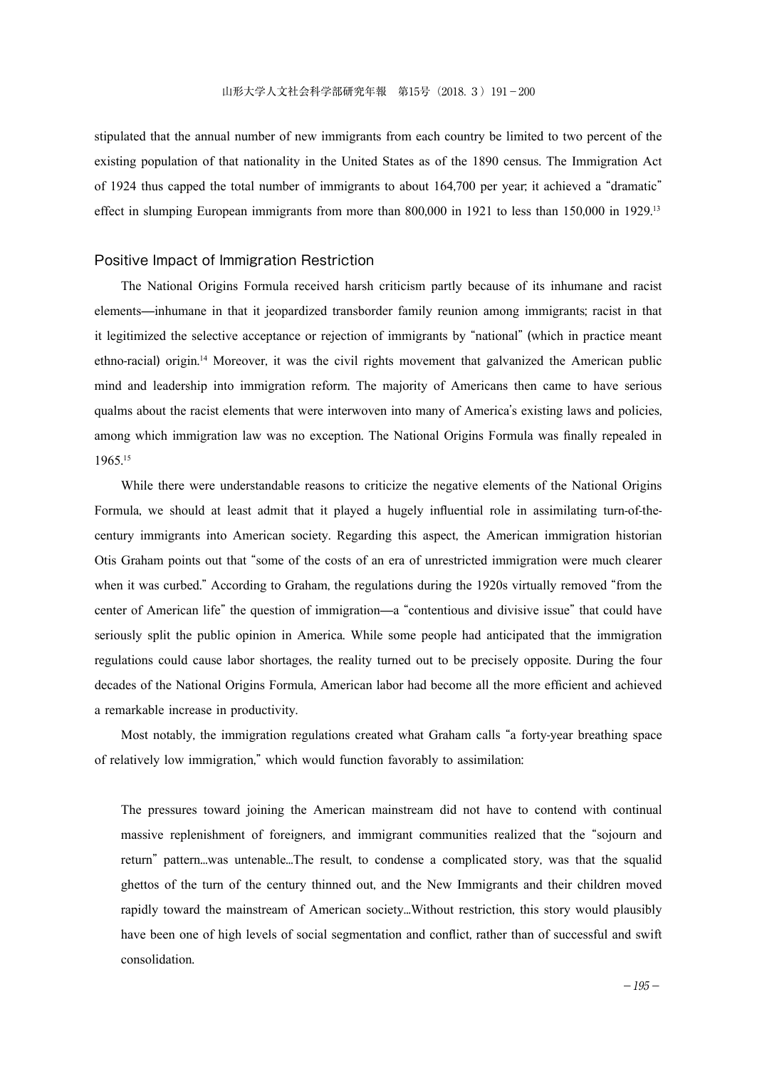stipulated that the annual number of new immigrants from each country be limited to two percent of the existing population of that nationality in the United States as of the 1890 census. The Immigration Act of 1924 thus capped the total number of immigrants to about 164,700 per year; it achieved a "dramatic" effect in slumping European immigrants from more than 800,000 in 1921 to less than 150,000 in 1929.[13]

## Positive Impact of Immigration Restriction

The National Origins Formula received harsh criticism partly because of its inhumane and racist elements—inhumane in that it jeopardized transborder family reunion among immigrants; racist in that it legitimized the selective acceptance or rejection of immigrants by "national" (which in practice meant ethno-racial) origin.[14] Moreover, it was the civil rights movement that galvanized the American public mind and leadership into immigration reform. The majority of Americans then came to have serious qualms about the racist elements that were interwoven into many of America's existing laws and policies, among which immigration law was no exception. The National Origins Formula was finally repealed in 1965.[15]

While there were understandable reasons to criticize the negative elements of the National Origins Formula, we should at least admit that it played a hugely influential role in assimilating turn-of-the-century immigrants into American society. Regarding this aspect, the American immigration historian Otis Graham points out that "some of the costs of an era of unrestricted immigration were much clearer when it was curbed." According to Graham, the regulations during the 1920s virtually removed "from the center of American life" the question of immigration—a "contentious and divisive issue" that could have seriously split the public opinion in America. While some people had anticipated that the immigration regulations could cause labor shortages, the reality turned out to be precisely opposite. During the four decades of the National Origins Formula, American labor had become all the more efficient and achieved a remarkable increase in productivity.

Most notably, the immigration regulations created what Graham calls "a forty-year breathing space of relatively low immigration," which would function favorably to assimilation:

> The pressures toward joining the American mainstream did not have to contend with continual massive replenishment of foreigners, and immigrant communities realized that the "sojourn and return" pattern...was untenable...The result, to condense a complicated story, was that the squalid ghettos of the turn of the century thinned out, and the New Immigrants and their children moved rapidly toward the mainstream of American society...Without restriction, this story would plausibly have been one of high levels of social segmentation and conflict, rather than of successful and swift consolidation.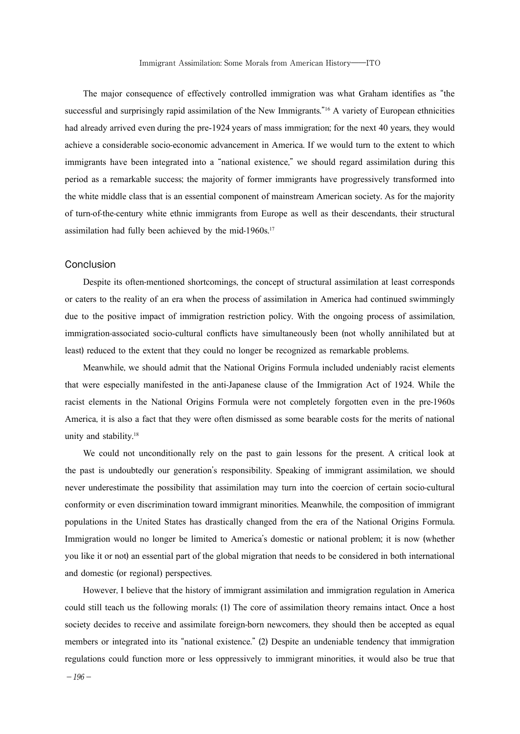The major consequence of effectively controlled immigration was what Graham identifies as "the successful and surprisingly rapid assimilation of the New Immigrants."[16] A variety of European ethnicities had already arrived even during the pre-1924 years of mass immigration; for the next 40 years, they would achieve a considerable socio-economic advancement in America. If we would turn to the extent to which immigrants have been integrated into a "national existence," we should regard assimilation during this period as a remarkable success; the majority of former immigrants have progressively transformed into the white middle class that is an essential component of mainstream American society. As for the majority of turn-of-the-century white ethnic immigrants from Europe as well as their descendants, their structural assimilation had fully been achieved by the mid-1960s.[17]

## Conclusion

Despite its often-mentioned shortcomings, the concept of structural assimilation at least corresponds or caters to the reality of an era when the process of assimilation in America had continued swimmingly due to the positive impact of immigration restriction policy. With the ongoing process of assimilation, immigration-associated socio-cultural conflicts have simultaneously been (not wholly annihilated but at least) reduced to the extent that they could no longer be recognized as remarkable problems.

Meanwhile, we should admit that the National Origins Formula included undeniably racist elements that were especially manifested in the anti-Japanese clause of the Immigration Act of 1924. While the racist elements in the National Origins Formula were not completely forgotten even in the pre-1960s America, it is also a fact that they were often dismissed as some bearable costs for the merits of national unity and stability.[18]

We could not unconditionally rely on the past to gain lessons for the present. A critical look at the past is undoubtedly our generation's responsibility. Speaking of immigrant assimilation, we should never underestimate the possibility that assimilation may turn into the coercion of certain socio-cultural conformity or even discrimination toward immigrant minorities. Meanwhile, the composition of immigrant populations in the United States has drastically changed from the era of the National Origins Formula. Immigration would no longer be limited to America's domestic or national problem; it is now (whether you like it or not) an essential part of the global migration that needs to be considered in both international and domestic (or regional) perspectives.

However, I believe that the history of immigrant assimilation and immigration regulation in America could still teach us the following morals: (1) The core of assimilation theory remains intact. Once a host society decides to receive and assimilate foreign-born newcomers, they should then be accepted as equal members or integrated into its "national existence." (2) Despite an undeniable tendency that immigration regulations could function more or less oppressively to immigrant minorities, it would also be true that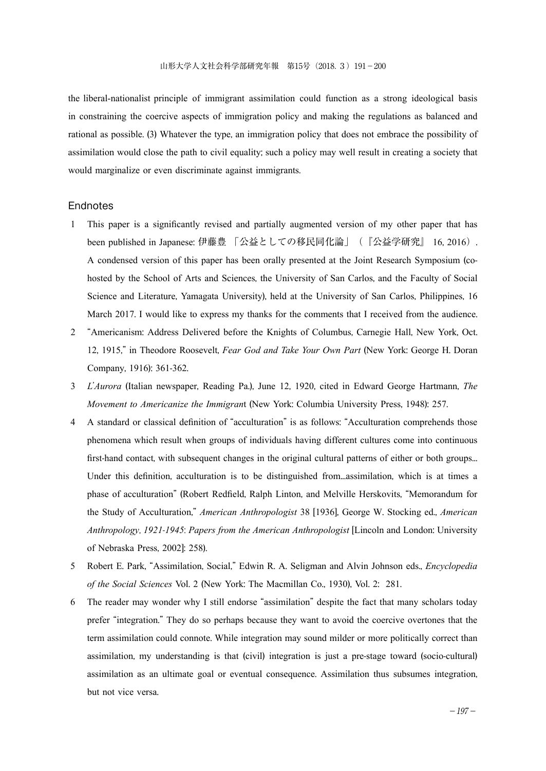the liberal-nationalist principle of immigrant assimilation could function as a strong ideological basis in constraining the coercive aspects of immigration policy and making the regulations as balanced and rational as possible. (3) Whatever the type, an immigration policy that does not embrace the possibility of assimilation would close the path to civil equality; such a policy may well result in creating a society that would marginalize or even discriminate against immigrants.

## Endnotes

1 This paper is a significantly revised and partially augmented version of my other paper that has been published in Japanese: 伊藤豊 「公益としての移民同化論」（『公益学研究』 16, 2016）. A condensed version of this paper has been orally presented at the Joint Research Symposium (co-hosted by the School of Arts and Sciences, the University of San Carlos, and the Faculty of Social Science and Literature, Yamagata University), held at the University of San Carlos, Philippines, 16 March 2017. I would like to express my thanks for the comments that I received from the audience.

2 "Americanism: Address Delivered before the Knights of Columbus, Carnegie Hall, New York, Oct. 12, 1915," in Theodore Roosevelt, *Fear God and Take Your Own Part* (New York: George H. Doran Company, 1916): 361-362.

3 *L'Aurora* (Italian newspaper, Reading Pa.), June 12, 1920, cited in Edward George Hartmann, *The Movement to Americanize the Immigrant* (New York: Columbia University Press, 1948): 257.

4 A standard or classical definition of "acculturation" is as follows: "Acculturation comprehends those phenomena which result when groups of individuals having different cultures come into continuous first-hand contact, with subsequent changes in the original cultural patterns of either or both groups... Under this definition, acculturation is to be distinguished from...assimilation, which is at times a phase of acculturation" (Robert Redfield, Ralph Linton, and Melville Herskovits, "Memorandum for the Study of Acculturation," *American Anthropologist* 38 [1936], George W. Stocking ed., *American Anthropology, 1921-1945*: *Papers from the American Anthropologist* [Lincoln and London: University of Nebraska Press, 2002]: 258).

5 Robert E. Park, "Assimilation, Social," Edwin R. A. Seligman and Alvin Johnson eds., *Encyclopedia of the Social Sciences* Vol. 2 (New York: The Macmillan Co., 1930), Vol. 2: 281.

6 The reader may wonder why I still endorse "assimilation" despite the fact that many scholars today prefer "integration." They do so perhaps because they want to avoid the coercive overtones that the term assimilation could connote. While integration may sound milder or more politically correct than assimilation, my understanding is that (civil) integration is just a pre-stage toward (socio-cultural) assimilation as an ultimate goal or eventual consequence. Assimilation thus subsumes integration, but not vice versa.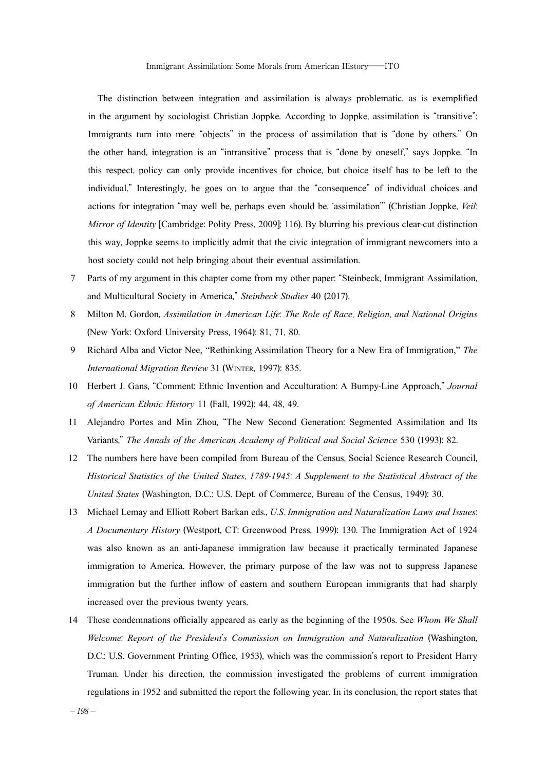The distinction between integration and assimilation is always problematic, as is exemplified in the argument by sociologist Christian Joppke. According to Joppke, assimilation is "transitive": Immigrants turn into mere "objects" in the process of assimilation that is "done by others." On the other hand, integration is an "intransitive" process that is "done by oneself," says Joppke. "In this respect, policy can only provide incentives for choice, but choice itself has to be left to the individual." Interestingly, he goes on to argue that the "consequence" of individual choices and actions for integration "may well be, perhaps even should be, 'assimilation'" (Christian Joppke, *Veil: Mirror of Identity* [Cambridge: Polity Press, 2009]: 116). By blurring his previous clear-cut distinction this way, Joppke seems to implicitly admit that the civic integration of immigrant newcomers into a host society could not help bringing about their eventual assimilation.

7 Parts of my argument in this chapter come from my other paper: "Steinbeck, Immigrant Assimilation, and Multicultural Society in America," *Steinbeck Studies* 40 (2017).

8 Milton M. Gordon, *Assimilation in American Life: The Role of Race, Religion, and National Origins* (New York: Oxford University Press, 1964): 81, 71, 80.

9 Richard Alba and Victor Nee, "Rethinking Assimilation Theory for a New Era of Immigration," *The International Migration Review* 31 (Winter, 1997): 835.

10 Herbert J. Gans, "Comment: Ethnic Invention and Acculturation: A Bumpy-Line Approach," *Journal of American Ethnic History* 11 (Fall, 1992): 44, 48, 49.

11 Alejandro Portes and Min Zhou, "The New Second Generation: Segmented Assimilation and Its Variants," *The Annals of the American Academy of Political and Social Science* 530 (1993): 82.

12 The numbers here have been compiled from Bureau of the Census, Social Science Research Council, *Historical Statistics of the United States, 1789-1945: A Supplement to the Statistical Abstract of the United States* (Washington, D.C.: U.S. Dept. of Commerce, Bureau of the Census, 1949): 30.

13 Michael Lemay and Elliott Robert Barkan eds., *U.S. Immigration and Naturalization Laws and Issues: A Documentary History* (Westport, CT: Greenwood Press, 1999): 130. The Immigration Act of 1924 was also known as an anti-Japanese immigration law because it practically terminated Japanese immigration to America. However, the primary purpose of the law was not to suppress Japanese immigration but the further inflow of eastern and southern European immigrants that had sharply increased over the previous twenty years.

14 These condemnations officially appeared as early as the beginning of the 1950s. See *Whom We Shall Welcome: Report of the President's Commission on Immigration and Naturalization* (Washington, D.C.: U.S. Government Printing Office, 1953), which was the commission's report to President Harry Truman. Under his direction, the commission investigated the problems of current immigration regulations in 1952 and submitted the report the following year. In its conclusion, the report states that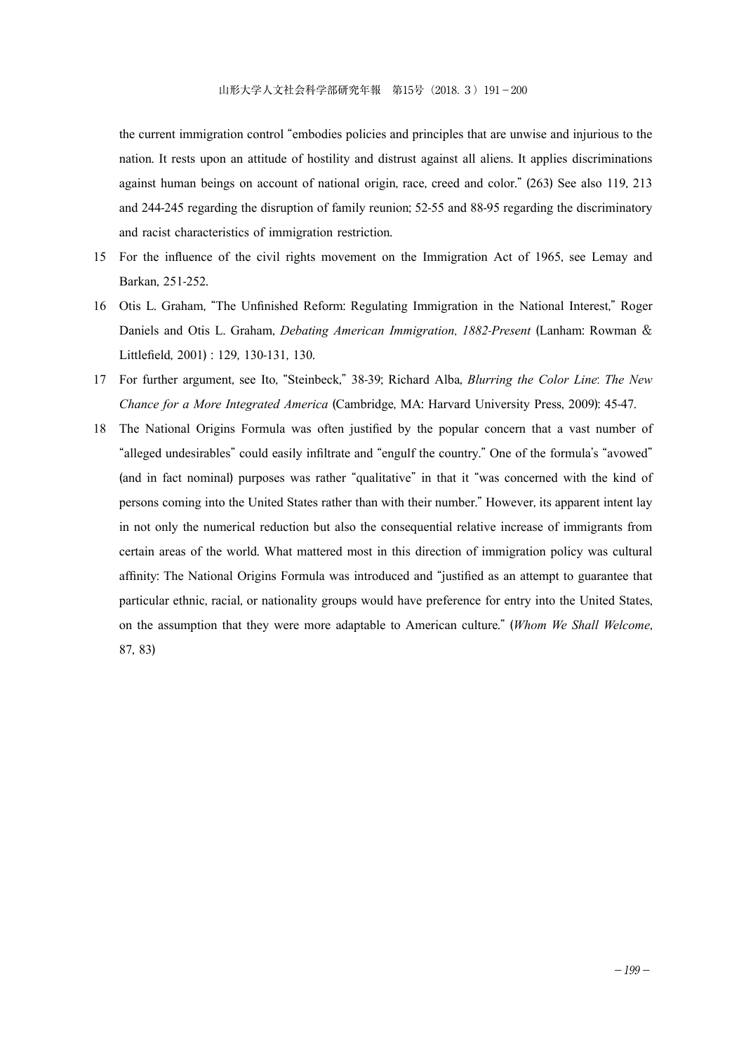the current immigration control "embodies policies and principles that are unwise and injurious to the nation. It rests upon an attitude of hostility and distrust against all aliens. It applies discriminations against human beings on account of national origin, race, creed and color." (263) See also 119, 213 and 244-245 regarding the disruption of family reunion; 52-55 and 88-95 regarding the discriminatory and racist characteristics of immigration restriction.

15 For the influence of the civil rights movement on the Immigration Act of 1965, see Lemay and Barkan, 251-252.

16 Otis L. Graham, "The Unfinished Reform: Regulating Immigration in the National Interest," Roger Daniels and Otis L. Graham, *Debating American Immigration, 1882-Present* (Lanham: Rowman & Littlefield, 2001) : 129, 130-131, 130.

17 For further argument, see Ito, "Steinbeck," 38-39; Richard Alba, *Blurring the Color Line: The New Chance for a More Integrated America* (Cambridge, MA: Harvard University Press, 2009): 45-47.

18 The National Origins Formula was often justified by the popular concern that a vast number of "alleged undesirables" could easily infiltrate and "engulf the country." One of the formula's "avowed" (and in fact nominal) purposes was rather "qualitative" in that it "was concerned with the kind of persons coming into the United States rather than with their number." However, its apparent intent lay in not only the numerical reduction but also the consequential relative increase of immigrants from certain areas of the world. What mattered most in this direction of immigration policy was cultural affinity: The National Origins Formula was introduced and "justified as an attempt to guarantee that particular ethnic, racial, or nationality groups would have preference for entry into the United States, on the assumption that they were more adaptable to American culture." (*Whom We Shall Welcome*, 87, 83)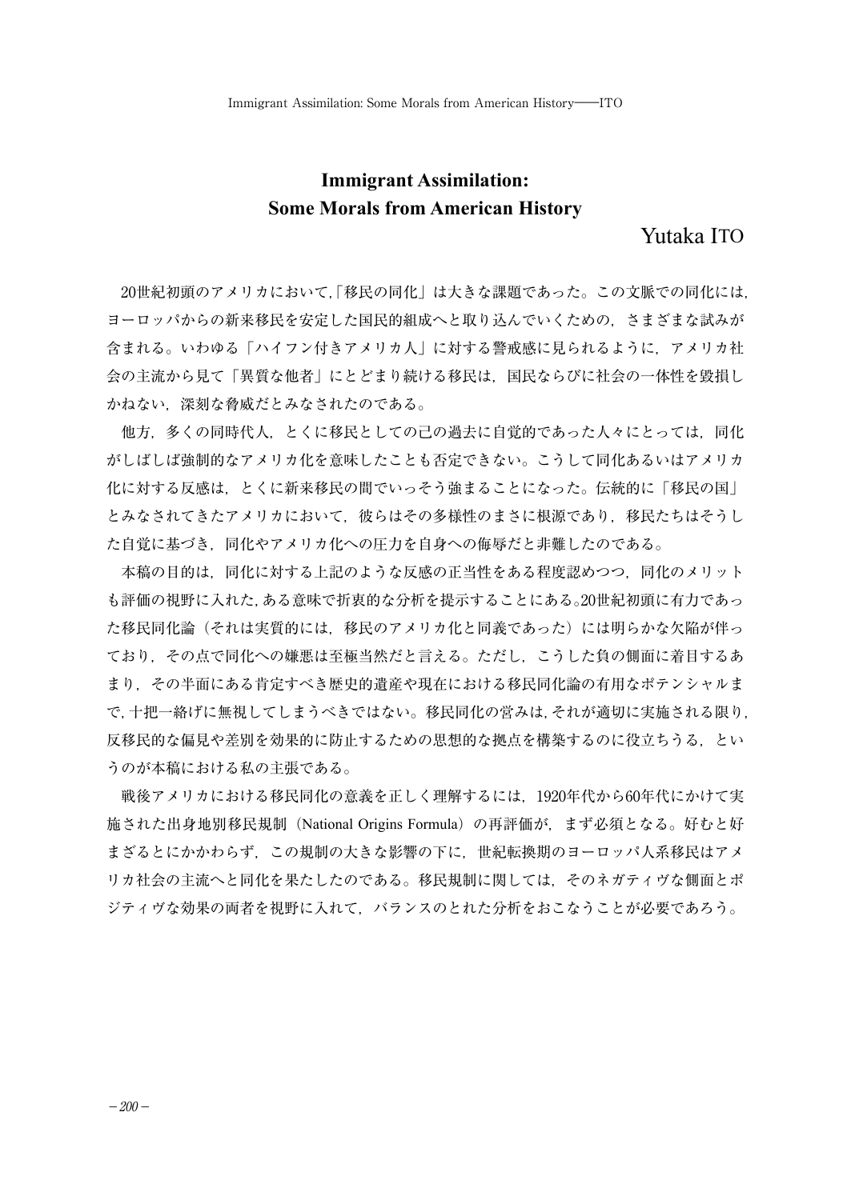# Immigrant Assimilation: Some Morals from American History

Yutaka ITO

20世紀初頭のアメリカにおいて,「移民の同化」は大きな課題であった。この文脈での同化には,ヨーロッパからの新来移民を安定した国民的組成へと取り込んでいくための,さまざまな試みが含まれる。いわゆる「ハイフン付きアメリカ人」に対する警戒感に見られるように,アメリカ社会の主流から見て「異質な他者」にとどまり続ける移民は,国民ならびに社会の一体性を毀損しかねない,深刻な脅威だとみなされたのである。

他方,多くの同時代人,とくに移民としての己の過去に自覚的であった人々にとっては,同化がしばしば強制的なアメリカ化を意味したことも否定できない。こうして同化あるいはアメリカ化に対する反感は,とくに新来移民の間でいっそう強まることになった。伝統的に「移民の国」とみなされてきたアメリカにおいて,彼らはその多様性のまさに根源であり,移民たちはそうした自覚に基づき,同化やアメリカ化への圧力を自身への侮辱だと非難したのである。

本稿の目的は,同化に対する上記のような反感の正当性をある程度認めつつ,同化のメリットも評価の視野に入れた,ある意味で折衷的な分析を提示することにある。20世紀初頭に有力であった移民同化論(それは実質的には,移民のアメリカ化と同義であった)には明らかな欠陥が伴っており,その点で同化への嫌悪は至極当然だと言える。ただし,こうした負の側面に着目するあまり,その半面にある肯定すべき歴史的遺産や現在における移民同化論の有用なポテンシャルまで,十把一絡げに無視してしまうべきではない。移民同化の営みは,それが適切に実施される限り,反移民的な偏見や差別を効果的に防止するための思想的な拠点を構築するのに役立ちうる,というのが本稿における私の主張である。

戦後アメリカにおける移民同化の意義を正しく理解するには,1920年代から60年代にかけて実施された出身地別移民規制(National Origins Formula)の再評価が,まず必須となる。好むと好まざるとにかかわらず,この規制の大きな影響の下に,世紀転換期のヨーロッパ人系移民はアメリカ社会の主流へと同化を果たしたのである。移民規制に関しては,そのネガティヴな側面とポジティヴな効果の両者を視野に入れて,バランスのとれた分析をおこなうことが必要であろう。